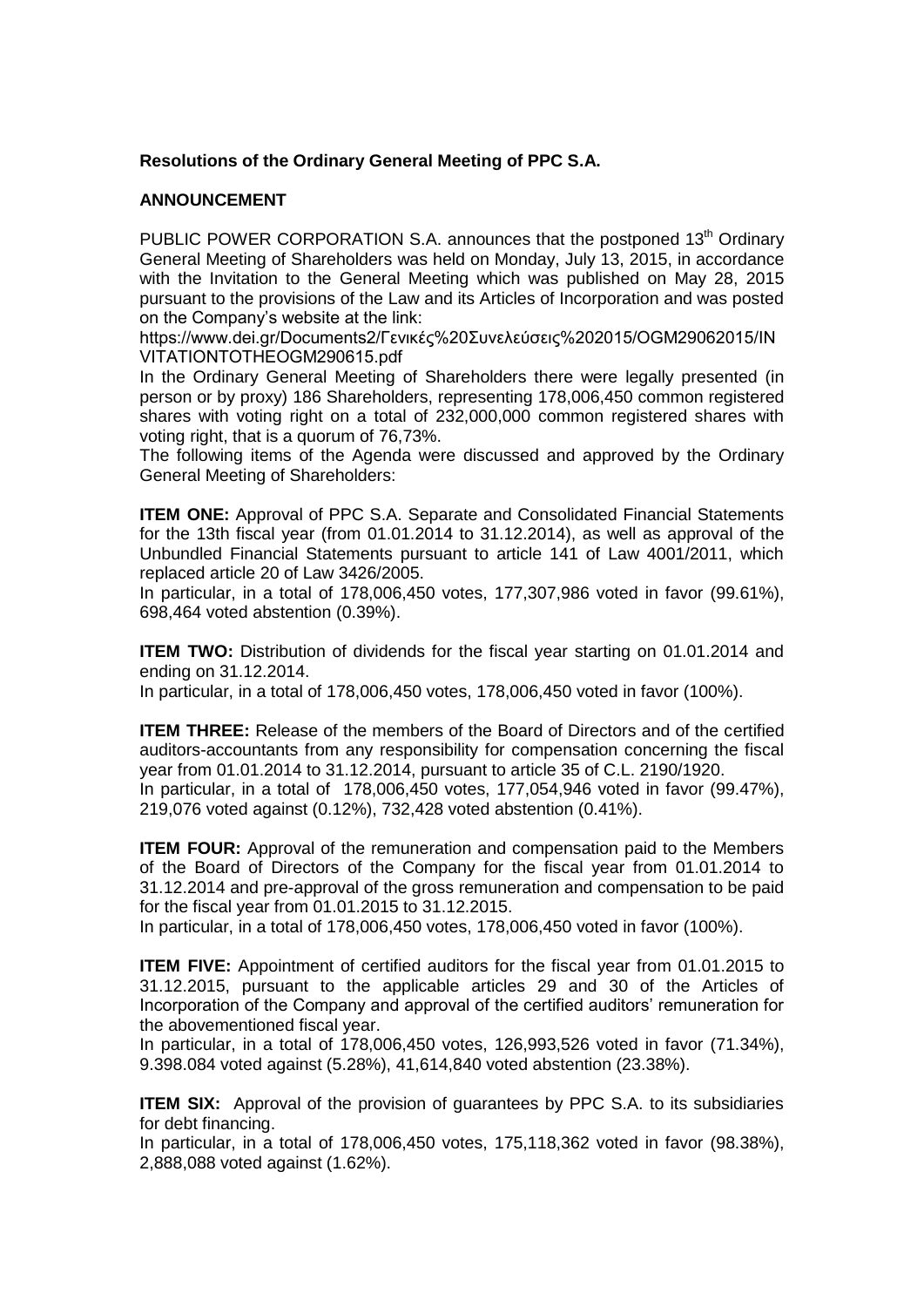**Resolutions of the Ordinary General Meeting of PPC S.A.**

**ANNOUNCEMENT**

PUBLIC POWER CORPORATION S.A. announces that the postponed 13th Ordinary General Meeting of Shareholders was held on Monday, July 13, 2015, in accordance with the Invitation to the General Meeting which was published on May 28, 2015 pursuant to the provisions of the Law and its Articles of Incorporation and was posted on the Company's website at the link:
https://www.dei.gr/Documents2/Γενικές%20Συνελεύσεις%202015/OGM29062015/INVITATIONTOTHEOGM290615.pdf

In the Ordinary General Meeting of Shareholders there were legally presented (in person or by proxy) 186 Shareholders, representing 178,006,450 common registered shares with voting right on a total of 232,000,000 common registered shares with voting right, that is a quorum of 76,73%.

The following items of the Agenda were discussed and approved by the Ordinary General Meeting of Shareholders:

**ITEM ONE:** Approval of PPC S.A. Separate and Consolidated Financial Statements for the 13th fiscal year (from 01.01.2014 to 31.12.2014), as well as approval of the Unbundled Financial Statements pursuant to article 141 of Law 4001/2011, which replaced article 20 of Law 3426/2005.
In particular, in a total of 178,006,450 votes, 177,307,986 voted in favor (99.61%), 698,464 voted abstention (0.39%).

**ITEM TWO:** Distribution of dividends for the fiscal year starting on 01.01.2014 and ending on 31.12.2014.
In particular, in a total of 178,006,450 votes, 178,006,450 voted in favor (100%).

**ITEM THREE:** Release of the members of the Board of Directors and of the certified auditors-accountants from any responsibility for compensation concerning the fiscal year from 01.01.2014 to 31.12.2014, pursuant to article 35 of C.L. 2190/1920.
In particular, in a total of 178,006,450 votes, 177,054,946 voted in favor (99.47%), 219,076 voted against (0.12%), 732,428 voted abstention (0.41%).

**ITEM FOUR:** Approval of the remuneration and compensation paid to the Members of the Board of Directors of the Company for the fiscal year from 01.01.2014 to 31.12.2014 and pre-approval of the gross remuneration and compensation to be paid for the fiscal year from 01.01.2015 to 31.12.2015.
In particular, in a total of 178,006,450 votes, 178,006,450 voted in favor (100%).

**ITEM FIVE:** Appointment of certified auditors for the fiscal year from 01.01.2015 to 31.12.2015, pursuant to the applicable articles 29 and 30 of the Articles of Incorporation of the Company and approval of the certified auditors' remuneration for the abovementioned fiscal year.
In particular, in a total of 178,006,450 votes, 126,993,526 voted in favor (71.34%), 9.398.084 voted against (5.28%), 41,614,840 voted abstention (23.38%).

**ITEM SIX:** Approval of the provision of guarantees by PPC S.A. to its subsidiaries for debt financing.
In particular, in a total of 178,006,450 votes, 175,118,362 voted in favor (98.38%), 2,888,088 voted against (1.62%).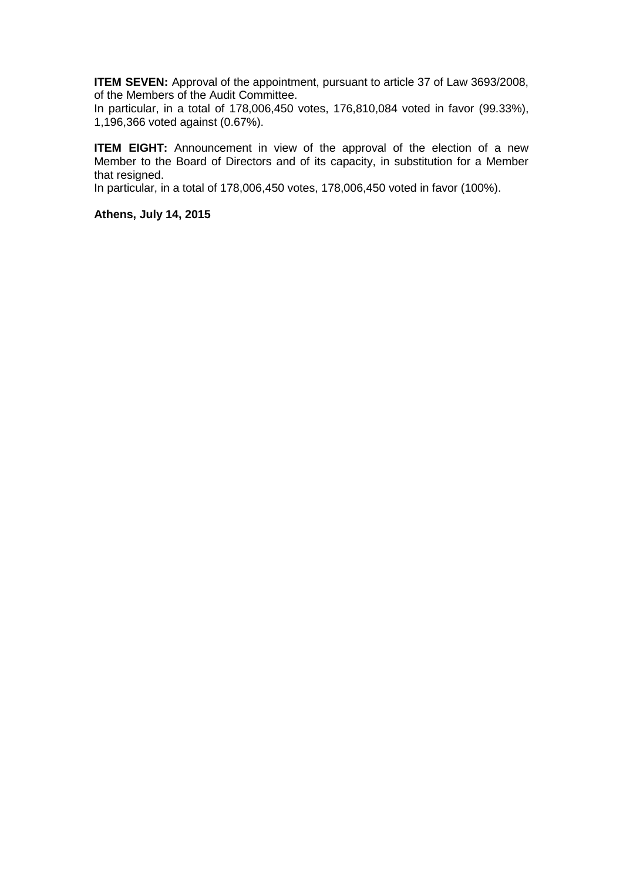**ITEM SEVEN:** Approval of the appointment, pursuant to article 37 of Law 3693/2008, of the Members of the Audit Committee.
In particular, in a total of 178,006,450 votes, 176,810,084 voted in favor (99.33%), 1,196,366 voted against (0.67%).

**ITEM EIGHT:** Announcement in view of the approval of the election of a new Member to the Board of Directors and of its capacity, in substitution for a Member that resigned.
In particular, in a total of 178,006,450 votes, 178,006,450 voted in favor (100%).

**Athens, July 14, 2015**